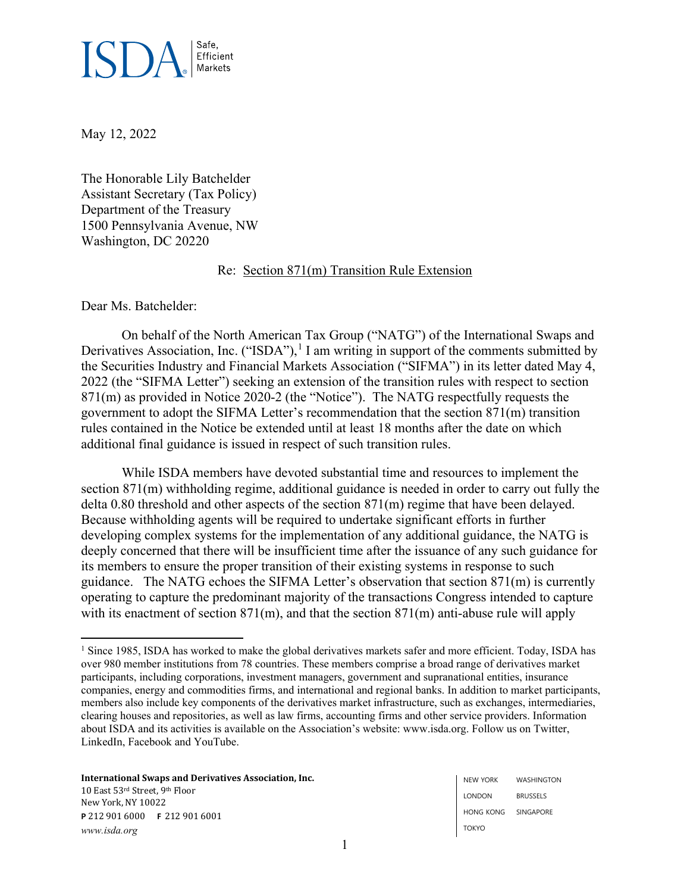**ISDA** Safe, Efficient Markets

May 12, 2022

The Honorable Lily Batchelder
Assistant Secretary (Tax Policy)
Department of the Treasury
1500 Pennsylvania Avenue, NW
Washington, DC 20220

Re: Section 871(m) Transition Rule Extension

Dear Ms. Batchelder:

On behalf of the North American Tax Group ("NATG") of the International Swaps and Derivatives Association, Inc. ("ISDA"),[1] I am writing in support of the comments submitted by the Securities Industry and Financial Markets Association ("SIFMA") in its letter dated May 4, 2022 (the "SIFMA Letter") seeking an extension of the transition rules with respect to section 871(m) as provided in Notice 2020-2 (the "Notice"). The NATG respectfully requests the government to adopt the SIFMA Letter's recommendation that the section 871(m) transition rules contained in the Notice be extended until at least 18 months after the date on which additional final guidance is issued in respect of such transition rules.

While ISDA members have devoted substantial time and resources to implement the section 871(m) withholding regime, additional guidance is needed in order to carry out fully the delta 0.80 threshold and other aspects of the section 871(m) regime that have been delayed. Because withholding agents will be required to undertake significant efforts in further developing complex systems for the implementation of any additional guidance, the NATG is deeply concerned that there will be insufficient time after the issuance of any such guidance for its members to ensure the proper transition of their existing systems in response to such guidance. The NATG echoes the SIFMA Letter's observation that section 871(m) is currently operating to capture the predominant majority of the transactions Congress intended to capture with its enactment of section 871(m), and that the section 871(m) anti-abuse rule will apply

[1] Since 1985, ISDA has worked to make the global derivatives markets safer and more efficient. Today, ISDA has over 980 member institutions from 78 countries. These members comprise a broad range of derivatives market participants, including corporations, investment managers, government and supranational entities, insurance companies, energy and commodities firms, and international and regional banks. In addition to market participants, members also include key components of the derivatives market infrastructure, such as exchanges, intermediaries, clearing houses and repositories, as well as law firms, accounting firms and other service providers. Information about ISDA and its activities is available on the Association's website: www.isda.org. Follow us on Twitter, LinkedIn, Facebook and YouTube.

**International Swaps and Derivatives Association, Inc.**
10 East 53rd Street, 9th Floor
New York, NY 10022
**P** 212 901 6000 **F** 212 901 6001
*www.isda.org*

NEW YORK WASHINGTON
LONDON BRUSSELS
HONG KONG SINGAPORE
TOKYO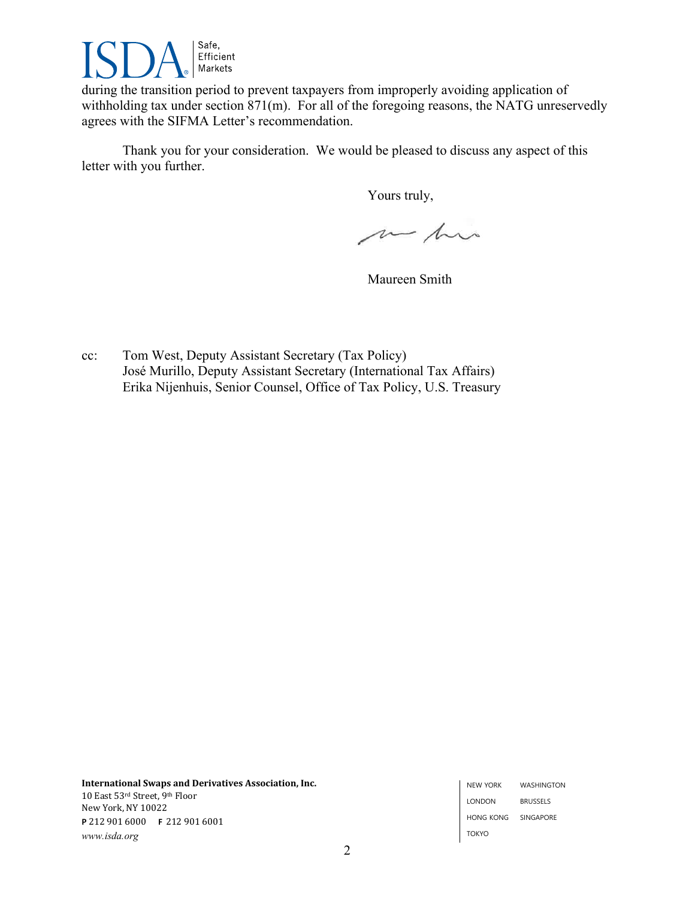during the transition period to prevent taxpayers from improperly avoiding application of withholding tax under section 871(m). For all of the foregoing reasons, the NATG unreservedly agrees with the SIFMA Letter's recommendation.

Thank you for your consideration. We would be pleased to discuss any aspect of this letter with you further.

Yours truly,

Maureen Smith

cc: Tom West, Deputy Assistant Secretary (Tax Policy)
José Murillo, Deputy Assistant Secretary (International Tax Affairs)
Erika Nijenhuis, Senior Counsel, Office of Tax Policy, U.S. Treasury